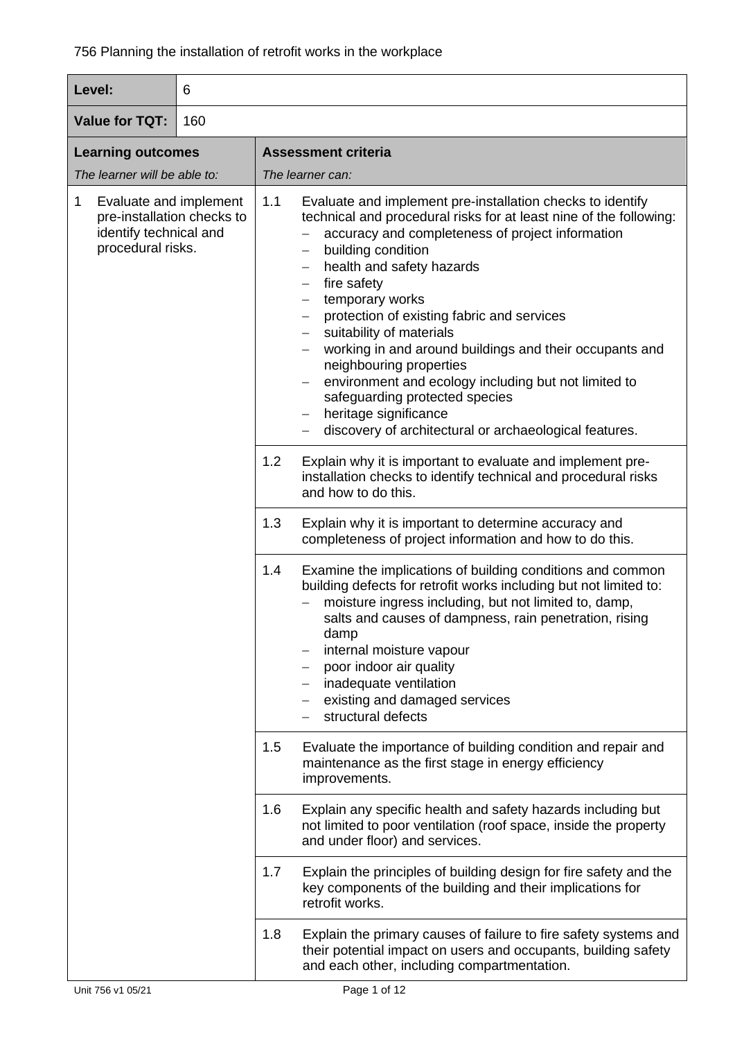756 Planning the installation of retrofit works in the workplace

| **Level:** | 6 |
|---|---|
| **Value for TQT:** | 160 |

| **Learning outcomes**<br>*The learner will be able to:* | **Assessment criteria**<br>*The learner can:* |
|---|---|
| 1 Evaluate and implement pre-installation checks to identify technical and procedural risks. | 1.1 Evaluate and implement pre-installation checks to identify technical and procedural risks for at least nine of the following:<br>– accuracy and completeness of project information<br>– building condition<br>– health and safety hazards<br>– fire safety<br>– temporary works<br>– protection of existing fabric and services<br>– suitability of materials<br>– working in and around buildings and their occupants and neighbouring properties<br>– environment and ecology including but not limited to safeguarding protected species<br>– heritage significance<br>– discovery of architectural or archaeological features. |
| | 1.2 Explain why it is important to evaluate and implement pre-installation checks to identify technical and procedural risks and how to do this. |
| | 1.3 Explain why it is important to determine accuracy and completeness of project information and how to do this. |
| | 1.4 Examine the implications of building conditions and common building defects for retrofit works including but not limited to:<br>– moisture ingress including, but not limited to, damp, salts and causes of dampness, rain penetration, rising damp<br>– internal moisture vapour<br>– poor indoor air quality<br>– inadequate ventilation<br>– existing and damaged services<br>– structural defects |
| | 1.5 Evaluate the importance of building condition and repair and maintenance as the first stage in energy efficiency improvements. |
| | 1.6 Explain any specific health and safety hazards including but not limited to poor ventilation (roof space, inside the property and under floor) and services. |
| | 1.7 Explain the principles of building design for fire safety and the key components of the building and their implications for retrofit works. |
| | 1.8 Explain the primary causes of failure to fire safety systems and their potential impact on users and occupants, building safety and each other, including compartmentation. |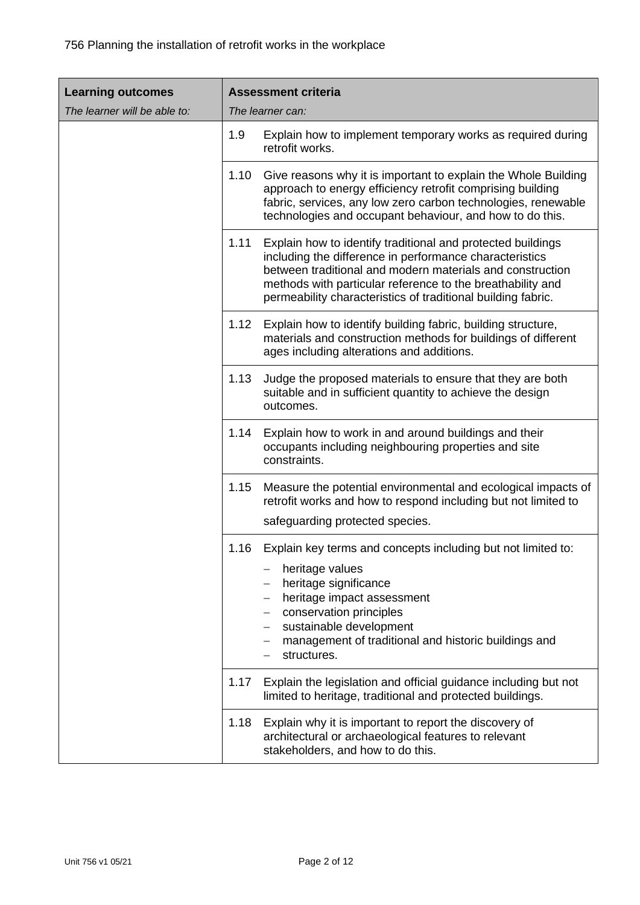756 Planning the installation of retrofit works in the workplace

| **Learning outcomes**<br>*The learner will be able to:* | **Assessment criteria**<br>*The learner can:* |
|---|---|
| | 1.9 Explain how to implement temporary works as required during retrofit works. |
| | 1.10 Give reasons why it is important to explain the Whole Building approach to energy efficiency retrofit comprising building fabric, services, any low zero carbon technologies, renewable technologies and occupant behaviour, and how to do this. |
| | 1.11 Explain how to identify traditional and protected buildings including the difference in performance characteristics between traditional and modern materials and construction methods with particular reference to the breathability and permeability characteristics of traditional building fabric. |
| | 1.12 Explain how to identify building fabric, building structure, materials and construction methods for buildings of different ages including alterations and additions. |
| | 1.13 Judge the proposed materials to ensure that they are both suitable and in sufficient quantity to achieve the design outcomes. |
| | 1.14 Explain how to work in and around buildings and their occupants including neighbouring properties and site constraints. |
| | 1.15 Measure the potential environmental and ecological impacts of retrofit works and how to respond including but not limited to safeguarding protected species. |
| | 1.16 Explain key terms and concepts including but not limited to:<br>– heritage values<br>– heritage significance<br>– heritage impact assessment<br>– conservation principles<br>– sustainable development<br>– management of traditional and historic buildings and<br>– structures. |
| | 1.17 Explain the legislation and official guidance including but not limited to heritage, traditional and protected buildings. |
| | 1.18 Explain why it is important to report the discovery of architectural or archaeological features to relevant stakeholders, and how to do this. |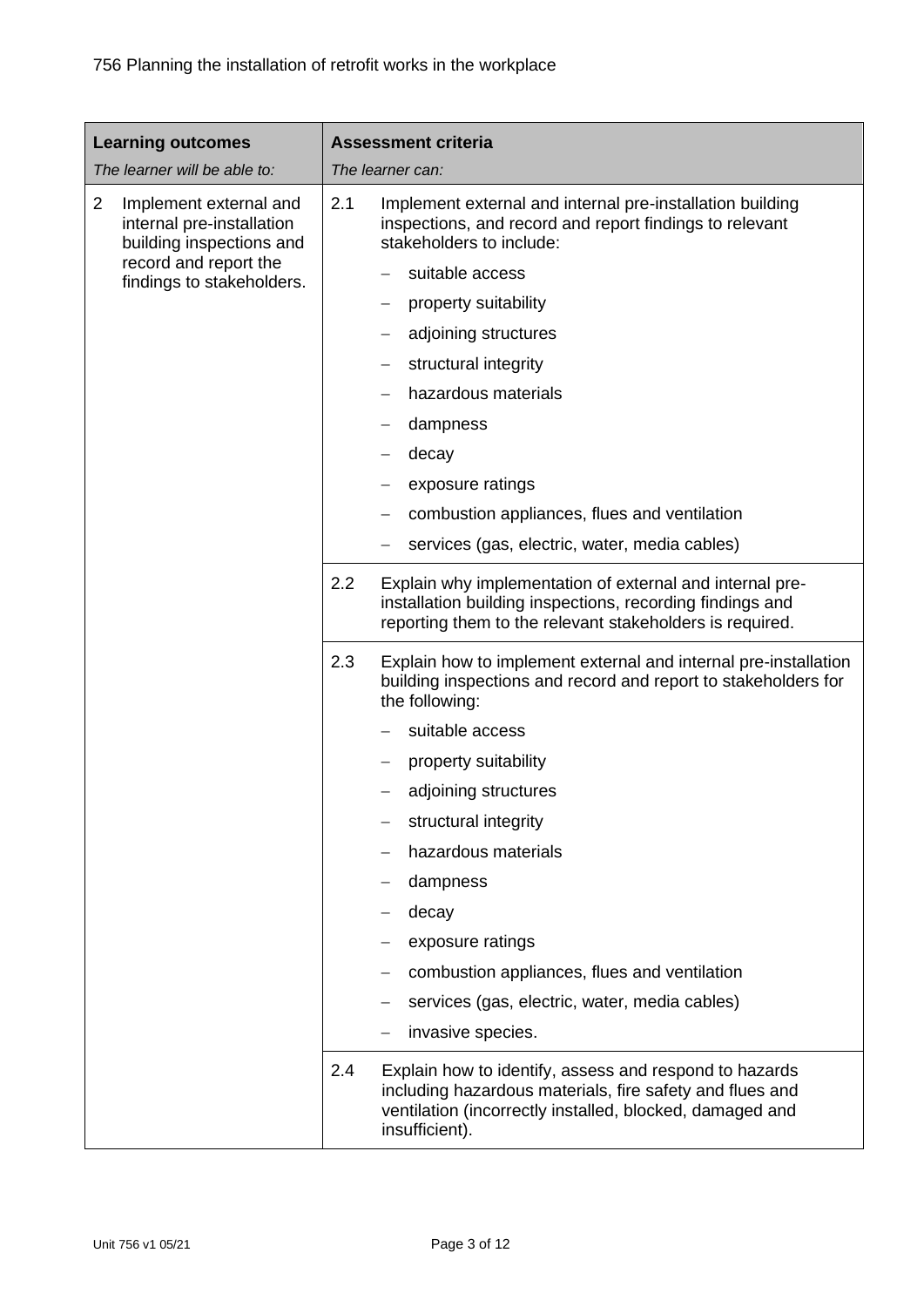756 Planning the installation of retrofit works in the workplace

| **Learning outcomes**<br>*The learner will be able to:* | **Assessment criteria**<br>*The learner can:* |
|---|---|
| 2 Implement external and internal pre-installation building inspections and record and report the findings to stakeholders. | 2.1 Implement external and internal pre-installation building inspections, and record and report findings to relevant stakeholders to include:<br>– suitable access<br>– property suitability<br>– adjoining structures<br>– structural integrity<br>– hazardous materials<br>– dampness<br>– decay<br>– exposure ratings<br>– combustion appliances, flues and ventilation<br>– services (gas, electric, water, media cables) |
| | 2.2 Explain why implementation of external and internal pre-installation building inspections, recording findings and reporting them to the relevant stakeholders is required. |
| | 2.3 Explain how to implement external and internal pre-installation building inspections and record and report to stakeholders for the following:<br>– suitable access<br>– property suitability<br>– adjoining structures<br>– structural integrity<br>– hazardous materials<br>– dampness<br>– decay<br>– exposure ratings<br>– combustion appliances, flues and ventilation<br>– services (gas, electric, water, media cables)<br>– invasive species. |
| | 2.4 Explain how to identify, assess and respond to hazards including hazardous materials, fire safety and flues and ventilation (incorrectly installed, blocked, damaged and insufficient). |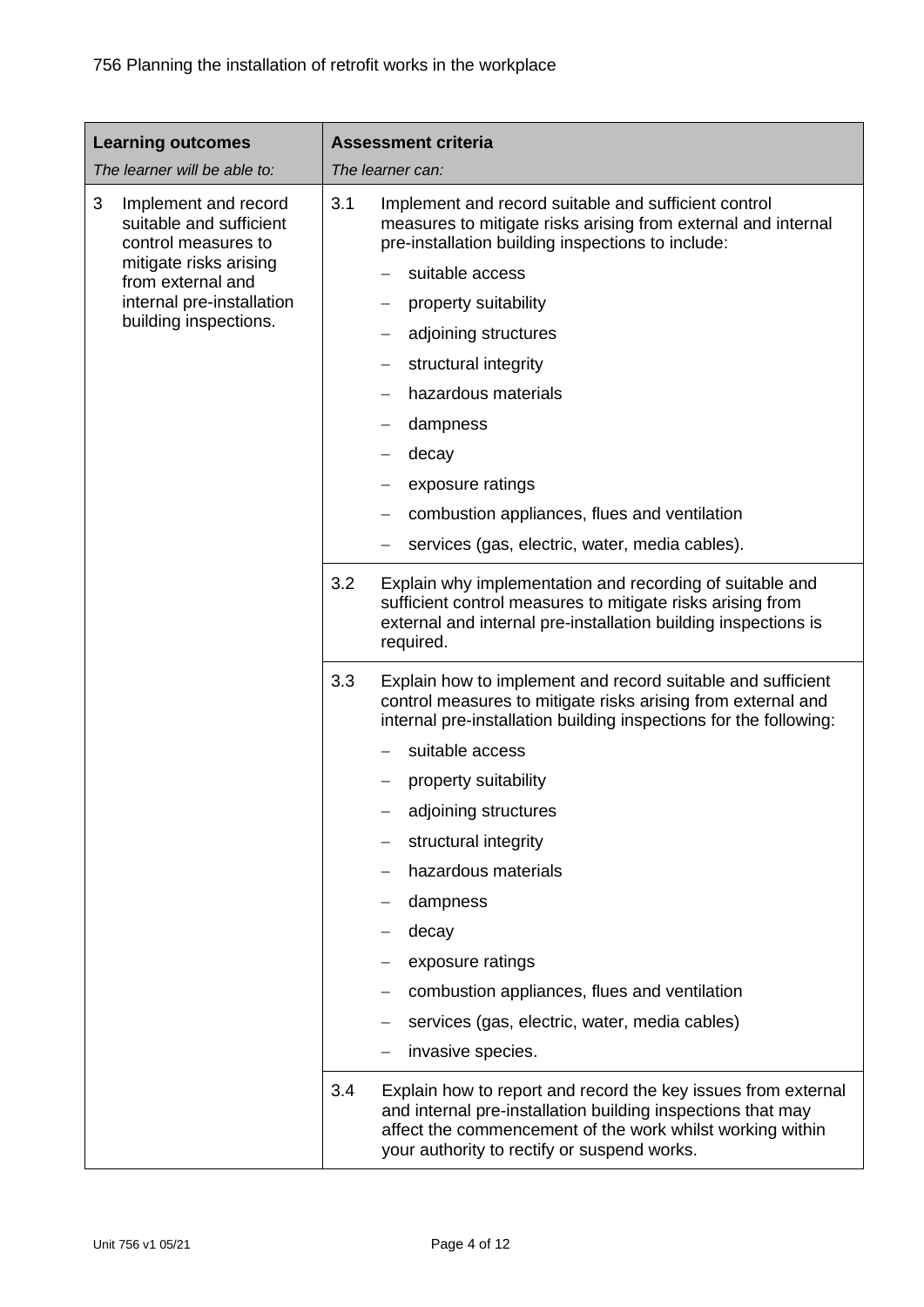| Learning outcomes<br>*The learner will be able to:* | Assessment criteria<br>*The learner can:* |
|---|---|
| 3 Implement and record suitable and sufficient control measures to mitigate risks arising from external and internal pre-installation building inspections. | 3.1 Implement and record suitable and sufficient control measures to mitigate risks arising from external and internal pre-installation building inspections to include:<br>– suitable access<br>– property suitability<br>– adjoining structures<br>– structural integrity<br>– hazardous materials<br>– dampness<br>– decay<br>– exposure ratings<br>– combustion appliances, flues and ventilation<br>– services (gas, electric, water, media cables). |
| | 3.2 Explain why implementation and recording of suitable and sufficient control measures to mitigate risks arising from external and internal pre-installation building inspections is required. |
| | 3.3 Explain how to implement and record suitable and sufficient control measures to mitigate risks arising from external and internal pre-installation building inspections for the following:<br>– suitable access<br>– property suitability<br>– adjoining structures<br>– structural integrity<br>– hazardous materials<br>– dampness<br>– decay<br>– exposure ratings<br>– combustion appliances, flues and ventilation<br>– services (gas, electric, water, media cables)<br>– invasive species. |
| | 3.4 Explain how to report and record the key issues from external and internal pre-installation building inspections that may affect the commencement of the work whilst working within your authority to rectify or suspend works. |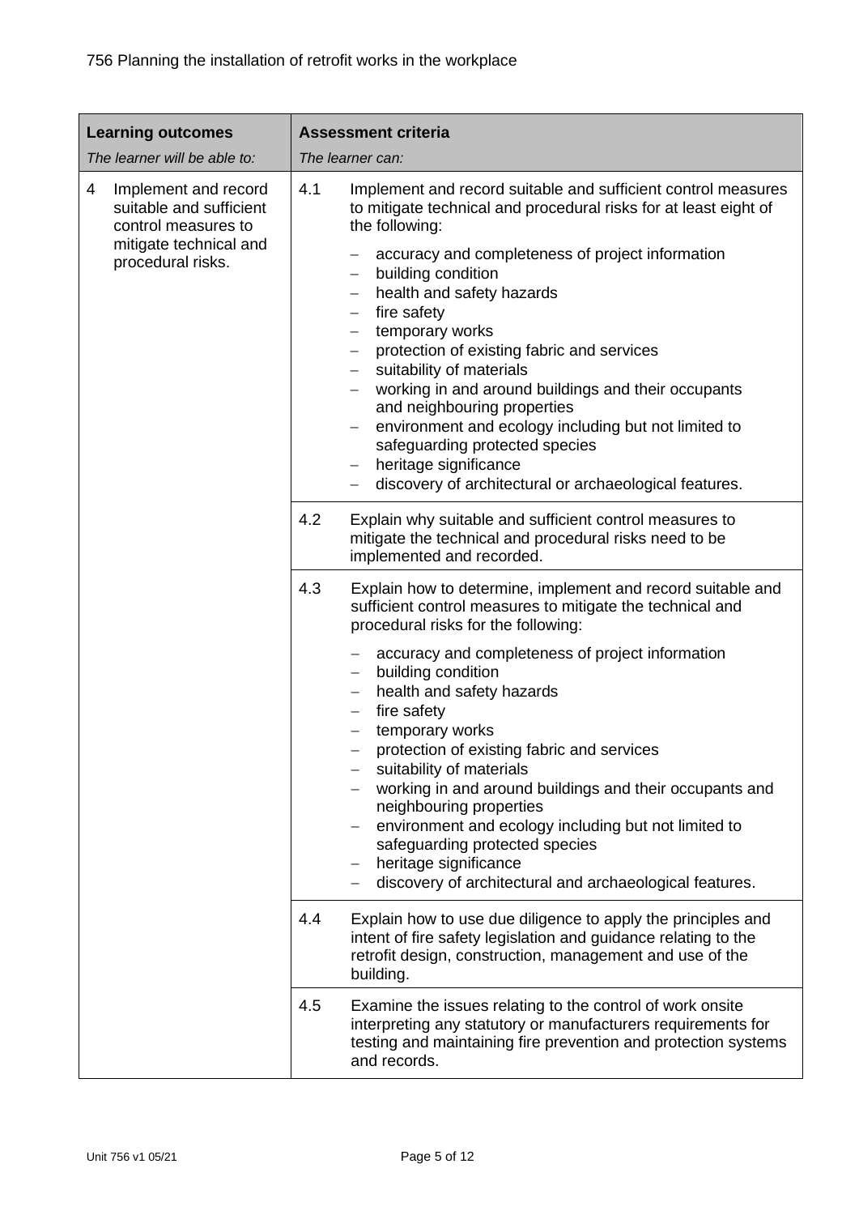756 Planning the installation of retrofit works in the workplace

| **Learning outcomes**<br>*The learner will be able to:* | **Assessment criteria**<br>*The learner can:* |
|---|---|
| 4 Implement and record suitable and sufficient control measures to mitigate technical and procedural risks. | 4.1 Implement and record suitable and sufficient control measures to mitigate technical and procedural risks for at least eight of the following:<br>– accuracy and completeness of project information<br>– building condition<br>– health and safety hazards<br>– fire safety<br>– temporary works<br>– protection of existing fabric and services<br>– suitability of materials<br>– working in and around buildings and their occupants and neighbouring properties<br>– environment and ecology including but not limited to safeguarding protected species<br>– heritage significance<br>– discovery of architectural or archaeological features. |
| | 4.2 Explain why suitable and sufficient control measures to mitigate the technical and procedural risks need to be implemented and recorded. |
| | 4.3 Explain how to determine, implement and record suitable and sufficient control measures to mitigate the technical and procedural risks for the following:<br>– accuracy and completeness of project information<br>– building condition<br>– health and safety hazards<br>– fire safety<br>– temporary works<br>– protection of existing fabric and services<br>– suitability of materials<br>– working in and around buildings and their occupants and neighbouring properties<br>– environment and ecology including but not limited to safeguarding protected species<br>– heritage significance<br>– discovery of architectural and archaeological features. |
| | 4.4 Explain how to use due diligence to apply the principles and intent of fire safety legislation and guidance relating to the retrofit design, construction, management and use of the building. |
| | 4.5 Examine the issues relating to the control of work onsite interpreting any statutory or manufacturers requirements for testing and maintaining fire prevention and protection systems and records. |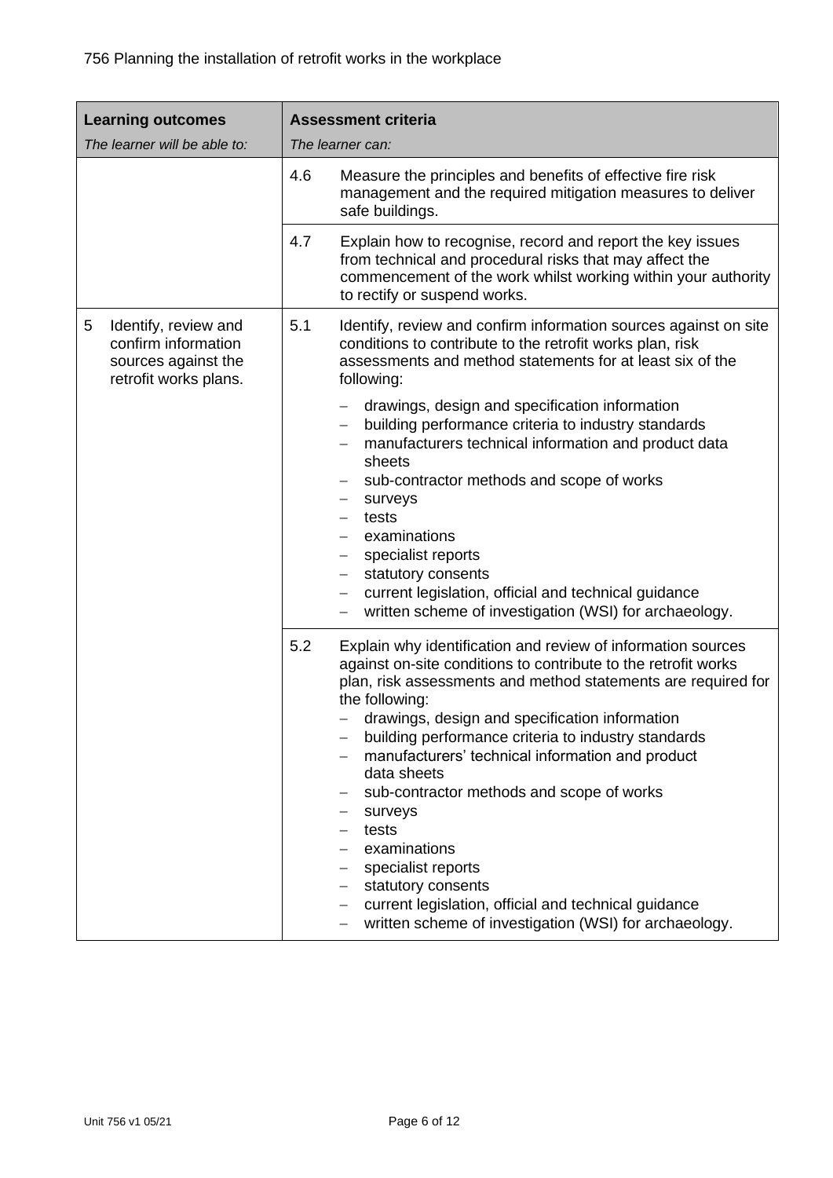756 Planning the installation of retrofit works in the workplace

| **Learning outcomes**<br>*The learner will be able to:* | **Assessment criteria**<br>*The learner can:* |
|---|---|
| | 4.6 Measure the principles and benefits of effective fire risk management and the required mitigation measures to deliver safe buildings. |
| | 4.7 Explain how to recognise, record and report the key issues from technical and procedural risks that may affect the commencement of the work whilst working within your authority to rectify or suspend works. |
| 5 Identify, review and confirm information sources against the retrofit works plans. | 5.1 Identify, review and confirm information sources against on site conditions to contribute to the retrofit works plan, risk assessments and method statements for at least six of the following:<br>– drawings, design and specification information<br>– building performance criteria to industry standards<br>– manufacturers technical information and product data sheets<br>– sub-contractor methods and scope of works<br>– surveys<br>– tests<br>– examinations<br>– specialist reports<br>– statutory consents<br>– current legislation, official and technical guidance<br>– written scheme of investigation (WSI) for archaeology. |
| | 5.2 Explain why identification and review of information sources against on-site conditions to contribute to the retrofit works plan, risk assessments and method statements are required for the following:<br>– drawings, design and specification information<br>– building performance criteria to industry standards<br>– manufacturers' technical information and product data sheets<br>– sub-contractor methods and scope of works<br>– surveys<br>– tests<br>– examinations<br>– specialist reports<br>– statutory consents<br>– current legislation, official and technical guidance<br>– written scheme of investigation (WSI) for archaeology. |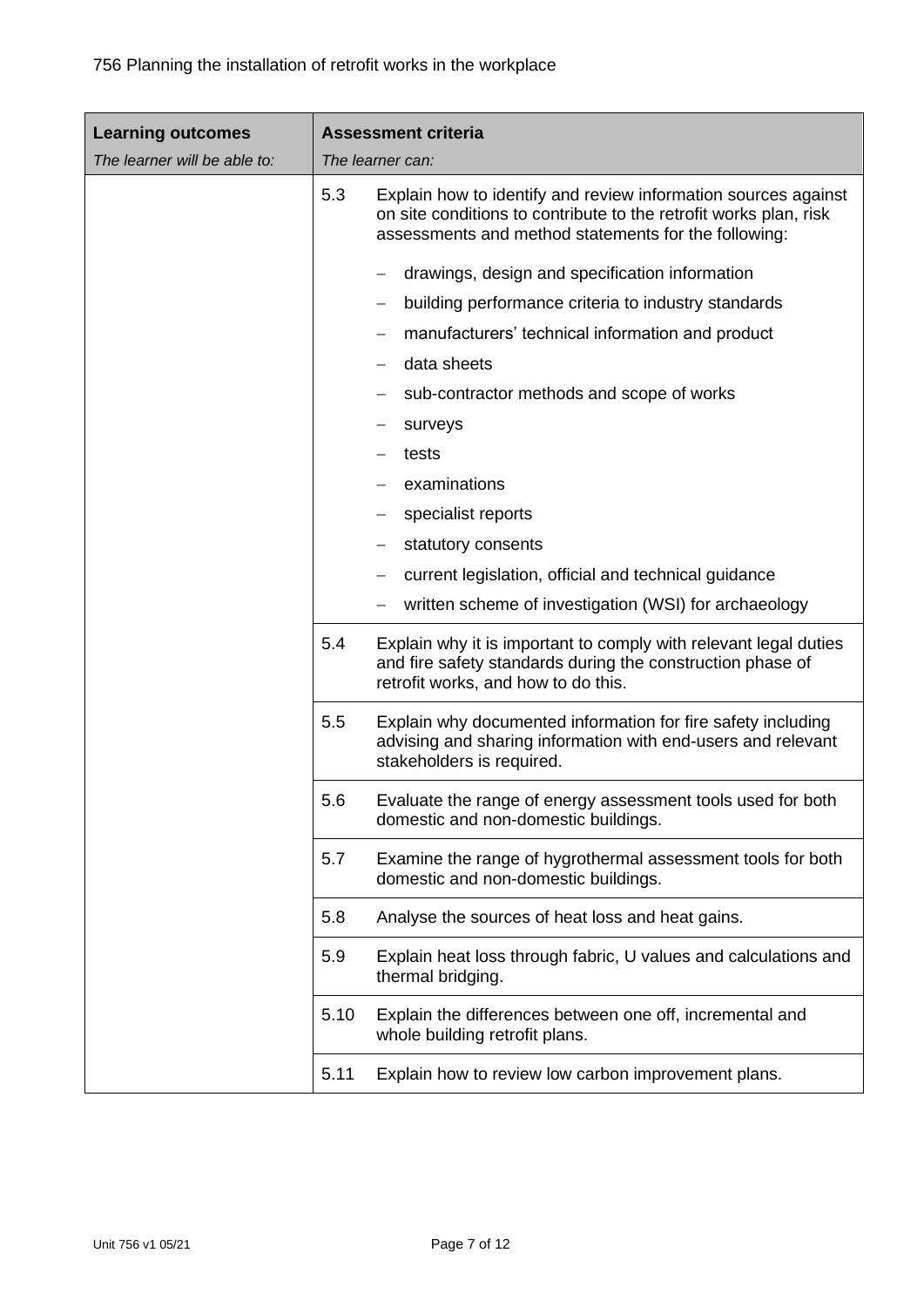756 Planning the installation of retrofit works in the workplace

| **Learning outcomes**<br>*The learner will be able to:* | **Assessment criteria**<br>*The learner can:* |
|---|---|
| | 5.3 Explain how to identify and review information sources against on site conditions to contribute to the retrofit works plan, risk assessments and method statements for the following:<br>– drawings, design and specification information<br>– building performance criteria to industry standards<br>– manufacturers' technical information and product<br>– data sheets<br>– sub-contractor methods and scope of works<br>– surveys<br>– tests<br>– examinations<br>– specialist reports<br>– statutory consents<br>– current legislation, official and technical guidance<br>– written scheme of investigation (WSI) for archaeology |
| | 5.4 Explain why it is important to comply with relevant legal duties and fire safety standards during the construction phase of retrofit works, and how to do this. |
| | 5.5 Explain why documented information for fire safety including advising and sharing information with end-users and relevant stakeholders is required. |
| | 5.6 Evaluate the range of energy assessment tools used for both domestic and non-domestic buildings. |
| | 5.7 Examine the range of hygrothermal assessment tools for both domestic and non-domestic buildings. |
| | 5.8 Analyse the sources of heat loss and heat gains. |
| | 5.9 Explain heat loss through fabric, U values and calculations and thermal bridging. |
| | 5.10 Explain the differences between one off, incremental and whole building retrofit plans. |
| | 5.11 Explain how to review low carbon improvement plans. |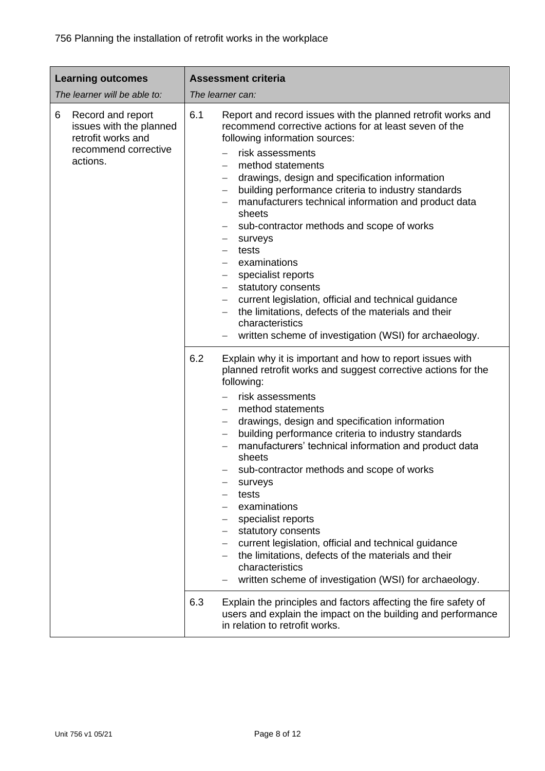756 Planning the installation of retrofit works in the workplace

| **Learning outcomes**<br>*The learner will be able to:* | **Assessment criteria**<br>*The learner can:* |
|---|---|
| 6 Record and report issues with the planned retrofit works and recommend corrective actions. | 6.1 Report and record issues with the planned retrofit works and recommend corrective actions for at least seven of the following information sources:<br>– risk assessments<br>– method statements<br>– drawings, design and specification information<br>– building performance criteria to industry standards<br>– manufacturers technical information and product data sheets<br>– sub-contractor methods and scope of works<br>– surveys<br>– tests<br>– examinations<br>– specialist reports<br>– statutory consents<br>– current legislation, official and technical guidance<br>– the limitations, defects of the materials and their characteristics<br>– written scheme of investigation (WSI) for archaeology. |
| | 6.2 Explain why it is important and how to report issues with planned retrofit works and suggest corrective actions for the following:<br>– risk assessments<br>– method statements<br>– drawings, design and specification information<br>– building performance criteria to industry standards<br>– manufacturers' technical information and product data sheets<br>– sub-contractor methods and scope of works<br>– surveys<br>– tests<br>– examinations<br>– specialist reports<br>– statutory consents<br>– current legislation, official and technical guidance<br>– the limitations, defects of the materials and their characteristics<br>– written scheme of investigation (WSI) for archaeology. |
| | 6.3 Explain the principles and factors affecting the fire safety of users and explain the impact on the building and performance in relation to retrofit works. |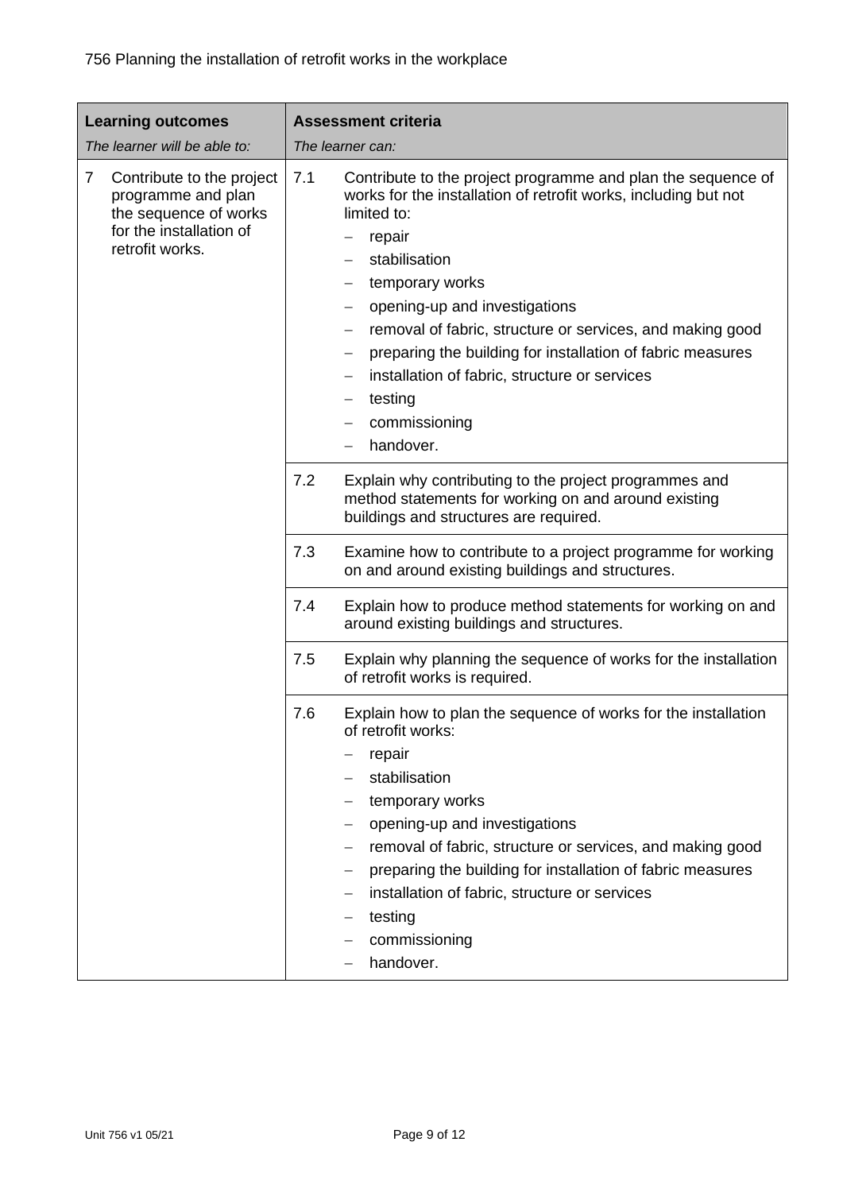756 Planning the installation of retrofit works in the workplace

| **Learning outcomes**<br>*The learner will be able to:* | **Assessment criteria**<br>*The learner can:* |
|---|---|
| 7 Contribute to the project programme and plan the sequence of works for the installation of retrofit works. | 7.1 Contribute to the project programme and plan the sequence of works for the installation of retrofit works, including but not limited to:<br>– repair<br>– stabilisation<br>– temporary works<br>– opening-up and investigations<br>– removal of fabric, structure or services, and making good<br>– preparing the building for installation of fabric measures<br>– installation of fabric, structure or services<br>– testing<br>– commissioning<br>– handover. |
| | 7.2 Explain why contributing to the project programmes and method statements for working on and around existing buildings and structures are required. |
| | 7.3 Examine how to contribute to a project programme for working on and around existing buildings and structures. |
| | 7.4 Explain how to produce method statements for working on and around existing buildings and structures. |
| | 7.5 Explain why planning the sequence of works for the installation of retrofit works is required. |
| | 7.6 Explain how to plan the sequence of works for the installation of retrofit works:<br>– repair<br>– stabilisation<br>– temporary works<br>– opening-up and investigations<br>– removal of fabric, structure or services, and making good<br>– preparing the building for installation of fabric measures<br>– installation of fabric, structure or services<br>– testing<br>– commissioning<br>– handover. |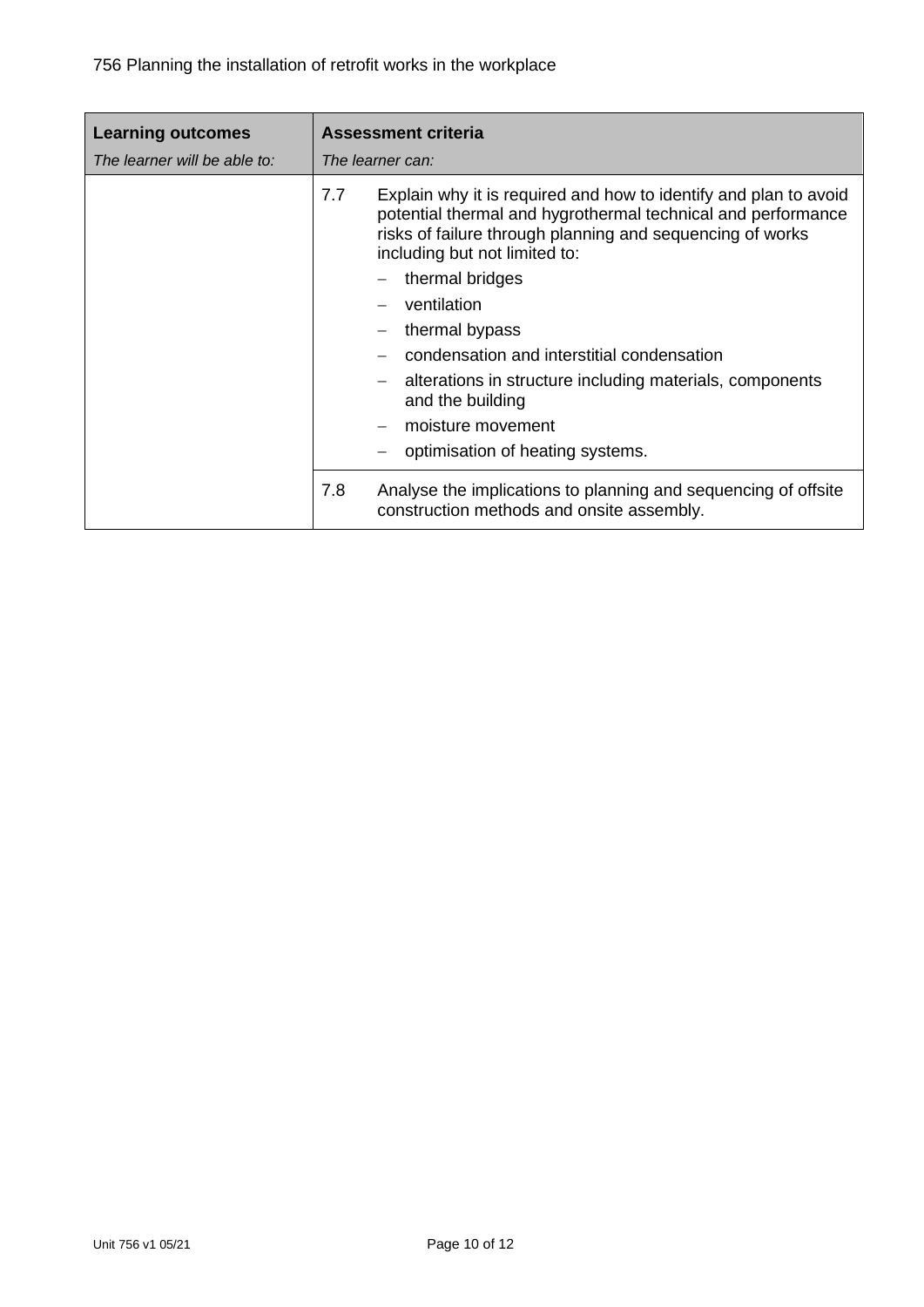| **Learning outcomes** | **Assessment criteria** | |
|---|---|---|
| *The learner will be able to:* | *The learner can:* | |
| | 7.7 | Explain why it is required and how to identify and plan to avoid potential thermal and hygrothermal technical and performance risks of failure through planning and sequencing of works including but not limited to:<br>– thermal bridges<br>– ventilation<br>– thermal bypass<br>– condensation and interstitial condensation<br>– alterations in structure including materials, components and the building<br>– moisture movement<br>– optimisation of heating systems. |
| | 7.8 | Analyse the implications to planning and sequencing of offsite construction methods and onsite assembly. |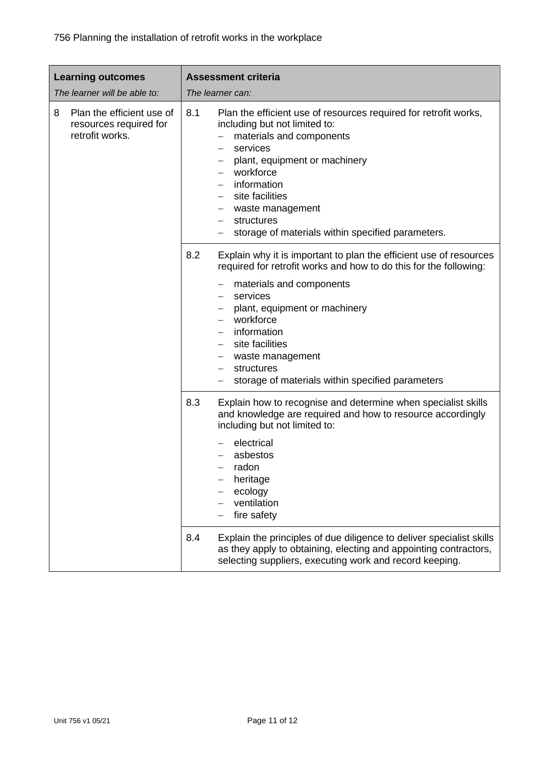756 Planning the installation of retrofit works in the workplace

| **Learning outcomes**<br>*The learner will be able to:* | **Assessment criteria**<br>*The learner can:* |
|---|---|
| 8 Plan the efficient use of resources required for retrofit works. | 8.1 Plan the efficient use of resources required for retrofit works, including but not limited to:<br>– materials and components<br>– services<br>– plant, equipment or machinery<br>– workforce<br>– information<br>– site facilities<br>– waste management<br>– structures<br>– storage of materials within specified parameters. |
| | 8.2 Explain why it is important to plan the efficient use of resources required for retrofit works and how to do this for the following:<br>– materials and components<br>– services<br>– plant, equipment or machinery<br>– workforce<br>– information<br>– site facilities<br>– waste management<br>– structures<br>– storage of materials within specified parameters |
| | 8.3 Explain how to recognise and determine when specialist skills and knowledge are required and how to resource accordingly including but not limited to:<br>– electrical<br>– asbestos<br>– radon<br>– heritage<br>– ecology<br>– ventilation<br>– fire safety |
| | 8.4 Explain the principles of due diligence to deliver specialist skills as they apply to obtaining, electing and appointing contractors, selecting suppliers, executing work and record keeping. |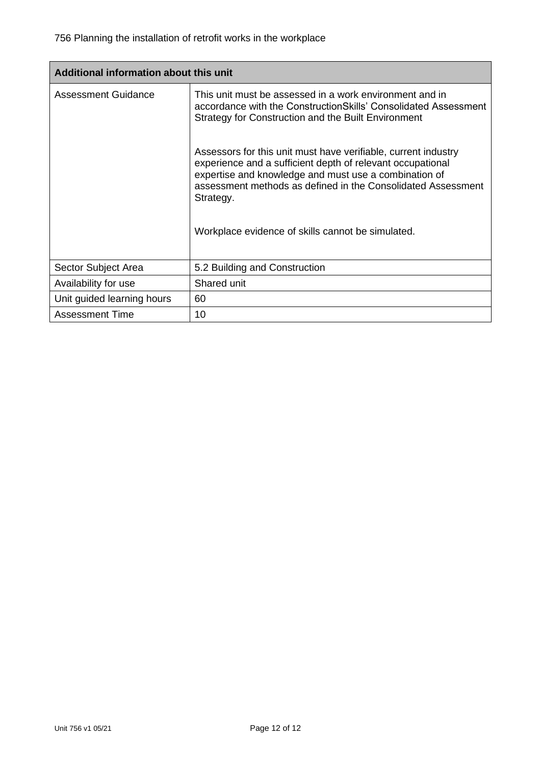| Additional information about this unit | |
|---|---|
| Assessment Guidance | This unit must be assessed in a work environment and in accordance with the ConstructionSkills' Consolidated Assessment Strategy for Construction and the Built Environment<br><br>Assessors for this unit must have verifiable, current industry experience and a sufficient depth of relevant occupational expertise and knowledge and must use a combination of assessment methods as defined in the Consolidated Assessment Strategy.<br><br>Workplace evidence of skills cannot be simulated. |
| Sector Subject Area | 5.2 Building and Construction |
| Availability for use | Shared unit |
| Unit guided learning hours | 60 |
| Assessment Time | 10 |